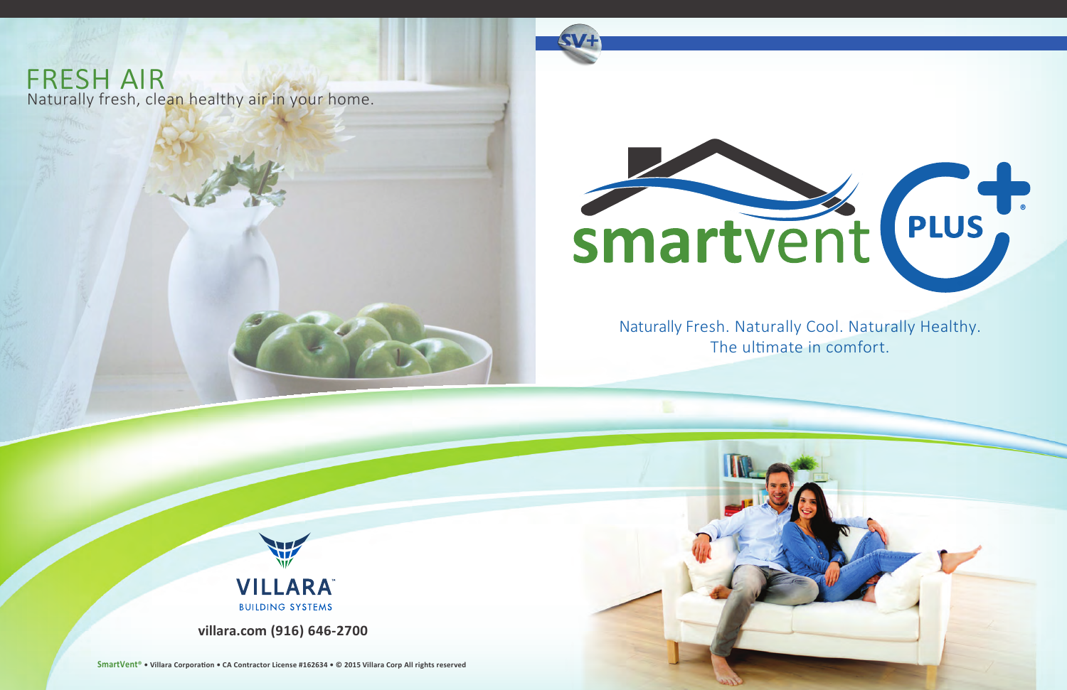# FRESH AIR

Naturally fresh, clean healthy air in your home.

SV+

smartvent PLUS®

Naturally Fresh. Naturally Cool. Naturally Healthy.
The ultimate in comfort.

VILLARA™
BUILDING SYSTEMS

**villara.com (916) 646-2700**

**SmartVent® • Villara Corporation • CA Contractor License #162634 • © 2015 Villara Corp All rights reserved**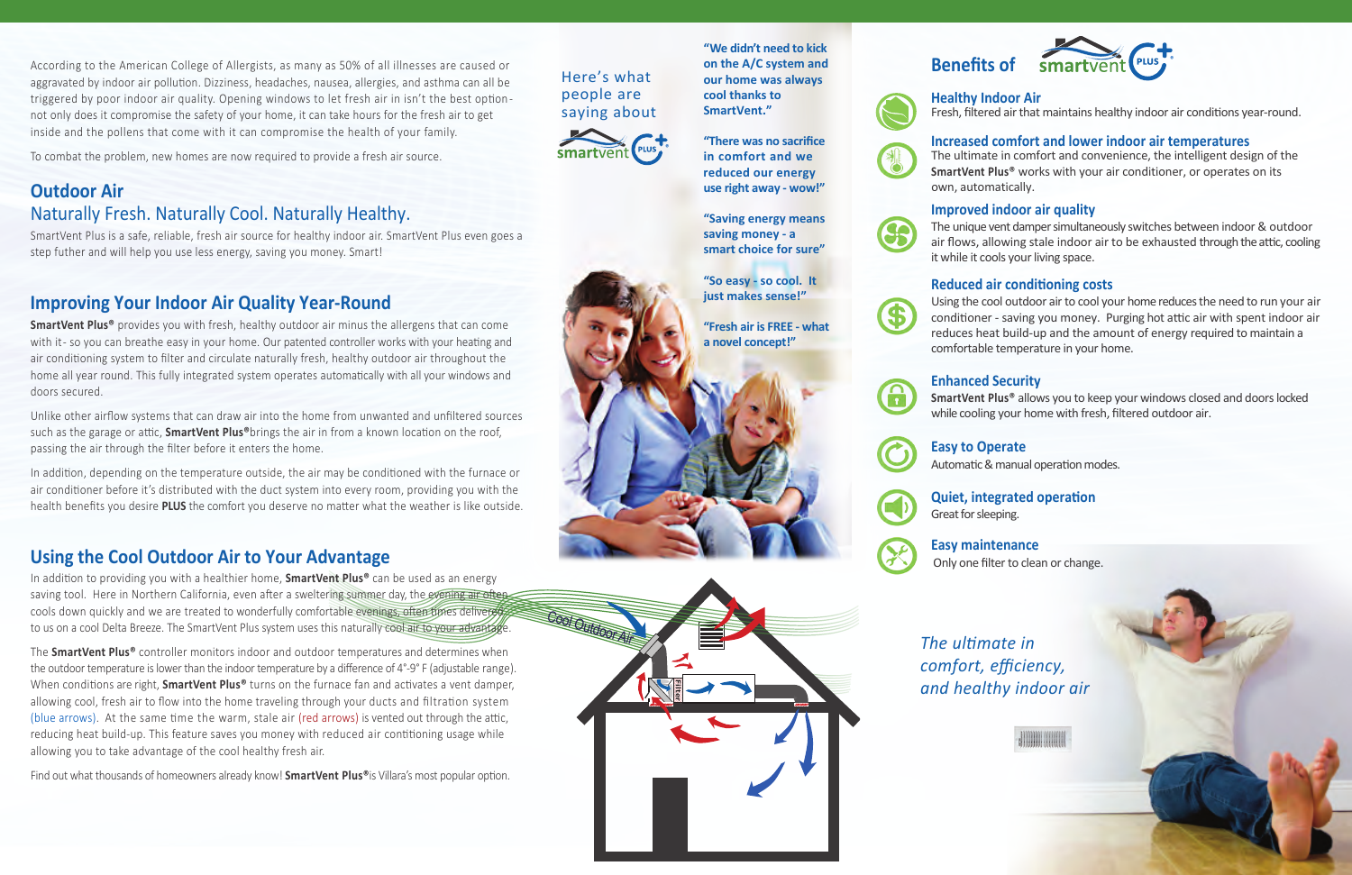According to the American College of Allergists, as many as 50% of all illnesses are caused or aggravated by indoor air pollution. Dizziness, headaches, nausea, allergies, and asthma can all be triggered by poor indoor air quality. Opening windows to let fresh air in isn't the best option- not only does it compromise the safety of your home, it can take hours for the fresh air to get inside and the pollens that come with it can compromise the health of your family.

To combat the problem, new homes are now required to provide a fresh air source.

## Outdoor Air

### Naturally Fresh. Naturally Cool. Naturally Healthy.

SmartVent Plus is a safe, reliable, fresh air source for healthy indoor air. SmartVent Plus even goes a step futher and will help you use less energy, saving you money. Smart!

## Improving Your Indoor Air Quality Year-Round

**SmartVent Plus®** provides you with fresh, healthy outdoor air minus the allergens that can come with it- so you can breathe easy in your home. Our patented controller works with your heating and air conditioning system to filter and circulate naturally fresh, healthy outdoor air throughout the home all year round. This fully integrated system operates automatically with all your windows and doors secured.

Unlike other airflow systems that can draw air into the home from unwanted and unfiltered sources such as the garage or attic, **SmartVent Plus®** brings the air in from a known location on the roof, passing the air through the filter before it enters the home.

In addition, depending on the temperature outside, the air may be conditioned with the furnace or air conditioner before it's distributed with the duct system into every room, providing you with the health benefits you desire **PLUS** the comfort you deserve no matter what the weather is like outside.

## Using the Cool Outdoor Air to Your Advantage

In addition to providing you with a healthier home, **SmartVent Plus®** can be used as an energy saving tool. Here in Northern California, even after a sweltering summer day, the evening air often cools down quickly and we are treated to wonderfully comfortable evenings, often times delivered to us on a cool Delta Breeze. The SmartVent Plus system uses this naturally cool air to your advantage.

The **SmartVent Plus®** controller monitors indoor and outdoor temperatures and determines when the outdoor temperature is lower than the indoor temperature by a difference of 4°-9° F (adjustable range). When conditions are right, **SmartVent Plus®** turns on the furnace fan and activates a vent damper, allowing cool, fresh air to flow into the home traveling through your ducts and filtration system (blue arrows). At the same time the warm, stale air (red arrows) is vented out through the attic, reducing heat build-up. This feature saves you money with reduced air contitioning usage while allowing you to take advantage of the cool healthy fresh air.

Find out what thousands of homeowners already know! **SmartVent Plus®** is Villara's most popular option.

Here's what people are saying about smartvent PLUS

**"We didn't need to kick on the A/C system and our home was always cool thanks to SmartVent."**

**"There was no sacrifice in comfort and we reduced our energy use right away - wow!"**

**"Saving energy means saving money - a smart choice for sure"**

**"So easy - so cool. It just makes sense!"**

**"Fresh air is FREE - what a novel concept!"**

Cool Outdoor Air

Filter

## Benefits of smartvent PLUS

**Healthy Indoor Air**
Fresh, filtered air that maintains healthy indoor air conditions year-round.

**Increased comfort and lower air temperatures**
The ultimate in comfort and convenience, the intelligent design of the **SmartVent Plus®** works with your air conditioner, or operates on its own, automatically.

**Improved indoor air quality**
The unique vent damper simultaneously switches between indoor & outdoor air flows, allowing stale indoor air to be exhausted through the attic, cooling it while it cools your living space.

**Reduced air conditioning costs**
Using the cool outdoor air to cool your home reduces the need to run your air conditioner - saving you money. Purging hot attic air with spent indoor air reduces heat build-up and the amount of energy required to maintain a comfortable temperature in your home.

**Enhanced Security**
**SmartVent Plus®** allows you to keep your windows closed and doors locked while cooling your home with fresh, filtered outdoor air.

**Easy to Operate**
Automatic & manual operation modes.

**Quiet, integrated operation**
Great for sleeping.

**Easy maintenance**
Only one filter to clean or change.

*The ultimate in comfort, efficiency, and healthy indoor air*